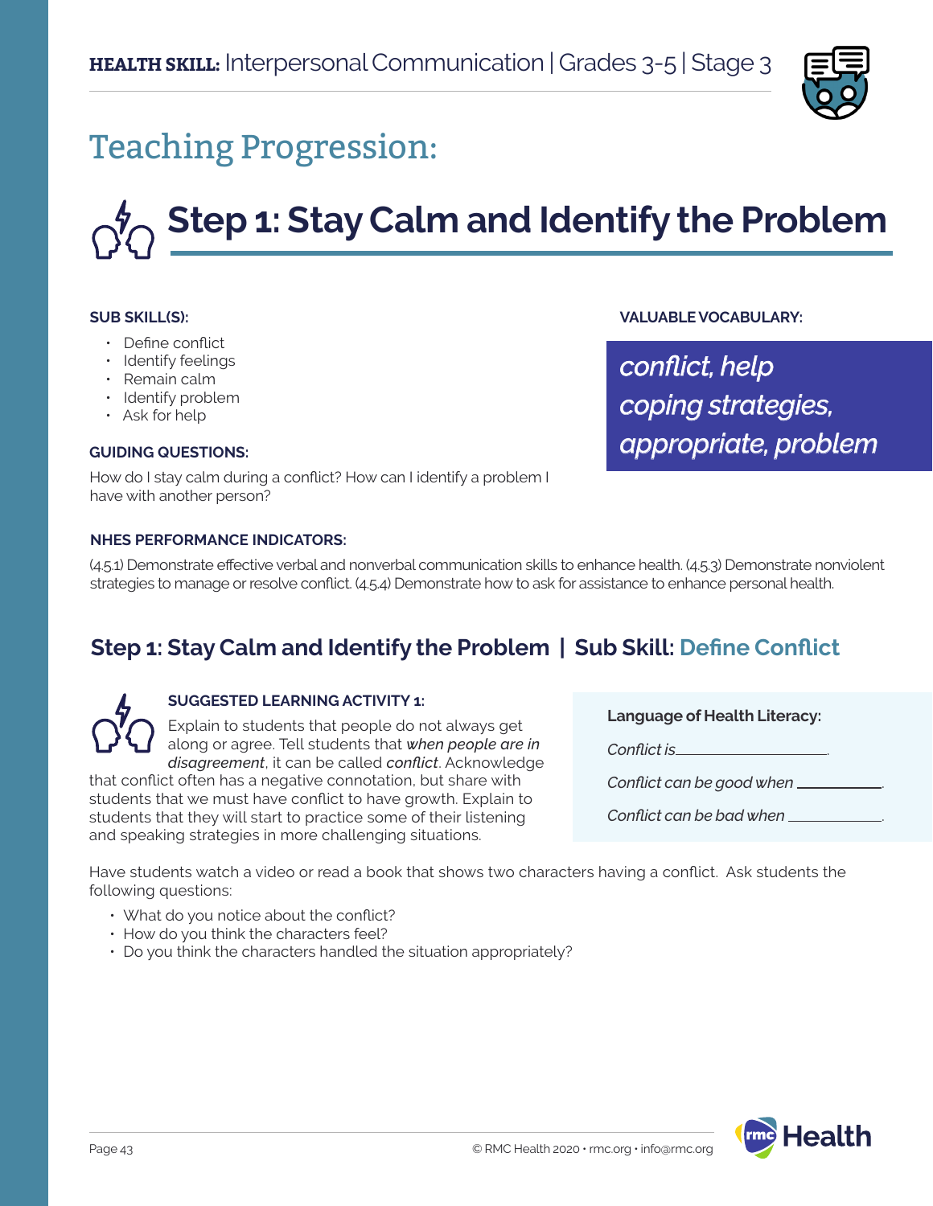**HEALTH SKILL:** Interpersonal Communication | Grades 3-5 | Stage 3

# Teaching Progression:

## Step 1: Stay Calm and Identify the Problem

**SUB SKILL(S):**

- Define conflict
- Identify feelings
- Remain calm
- Identify problem
- Ask for help

**GUIDING QUESTIONS:**

How do I stay calm during a conflict? How can I identify a problem I have with another person?

**VALUABLE VOCABULARY:**

*conflict, help coping strategies, appropriate, problem*

**NHES PERFORMANCE INDICATORS:**

(4.5.1) Demonstrate effective verbal and nonverbal communication skills to enhance health. (4.5.3) Demonstrate nonviolent strategies to manage or resolve conflict. (4.5.4) Demonstrate how to ask for assistance to enhance personal health.

### Step 1: Stay Calm and Identify the Problem | Sub Skill: Define Conflict

**SUGGESTED LEARNING ACTIVITY 1:**

Explain to students that people do not always get along or agree. Tell students that *when people are in disagreement*, it can be called *conflict*. Acknowledge that conflict often has a negative connotation, but share with students that we must have conflict to have growth. Explain to students that they will start to practice some of their listening and speaking strategies in more challenging situations.

**Language of Health Literacy:**

*Conflict is* ____________________.

*Conflict can be good when* ____________.

*Conflict can be bad when* ____________.

Have students watch a video or read a book that shows two characters having a conflict. Ask students the following questions:

- What do you notice about the conflict?
- How do you think the characters feel?
- Do you think the characters handled the situation appropriately?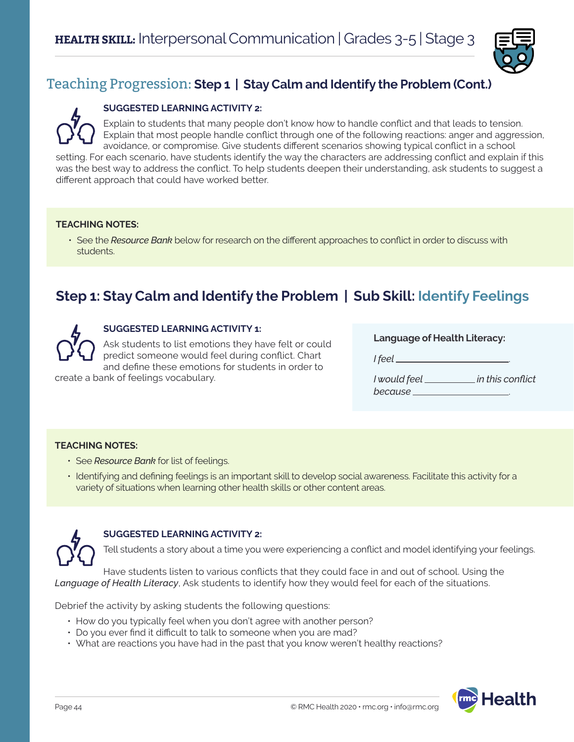## Teaching Progression: **Step 1 | Stay Calm and Identify the Problem (Cont.)**

**SUGGESTED LEARNING ACTIVITY 2:**

Explain to students that many people don't know how to handle conflict and that leads to tension. Explain that most people handle conflict through one of the following reactions: anger and aggression, avoidance, or compromise. Give students different scenarios showing typical conflict in a school setting. For each scenario, have students identify the way the characters are addressing conflict and explain if this was the best way to address the conflict. To help students deepen their understanding, ask students to suggest a different approach that could have worked better.

**TEACHING NOTES:**

- See the *Resource Bank* below for research on the different approaches to conflict in order to discuss with students.

## Step 1: Stay Calm and Identify the Problem | Sub Skill: Identify Feelings

**SUGGESTED LEARNING ACTIVITY 1:**

Ask students to list emotions they have felt or could predict someone would feel during conflict. Chart and define these emotions for students in order to create a bank of feelings vocabulary.

**Language of Health Literacy:**

*I feel* ____________________.

*I would feel* __________ *in this conflict because* ____________________.

**TEACHING NOTES:**

- See *Resource Bank* for list of feelings.
- Identifying and defining feelings is an important skill to develop social awareness. Facilitate this activity for a variety of situations when learning other health skills or other content areas.

**SUGGESTED LEARNING ACTIVITY 2:**

Tell students a story about a time you were experiencing a conflict and model identifying your feelings.

Have students listen to various conflicts that they could face in and out of school. Using the *Language of Health Literacy*, Ask students to identify how they would feel for each of the situations.

Debrief the activity by asking students the following questions:

- How do you typically feel when you don't agree with another person?
- Do you ever find it difficult to talk to someone when you are mad?
- What are reactions you have had in the past that you know weren't healthy reactions?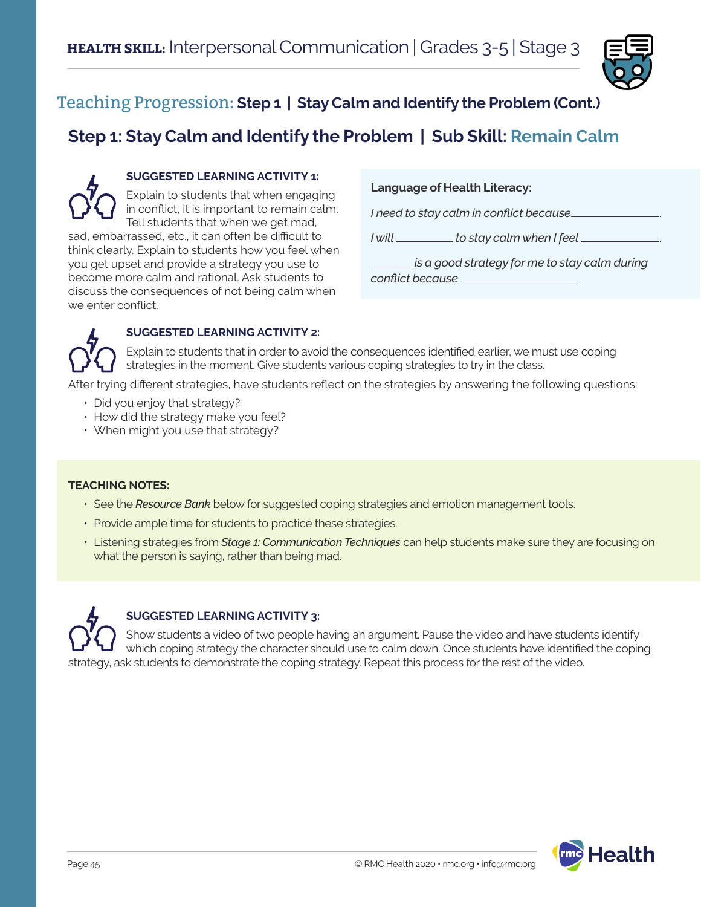## Teaching Progression: **Step 1 | Stay Calm and Identify the Problem (Cont.)**

## Step 1: Stay Calm and Identify the Problem | Sub Skill: Remain Calm

**SUGGESTED LEARNING ACTIVITY 1:**

Explain to students that when engaging in conflict, it is important to remain calm. Tell students that when we get mad, sad, embarrassed, etc., it can often be difficult to think clearly. Explain to students how you feel when you get upset and provide a strategy you use to become more calm and rational. Ask students to discuss the consequences of not being calm when we enter conflict.

**Language of Health Literacy:**

*I need to stay calm in conflict because* ______________.

*I will* __________ *to stay calm when I feel* ______________.

_______ *is a good strategy for me to stay calm during conflict because* ______________.

**SUGGESTED LEARNING ACTIVITY 2:**

Explain to students that in order to avoid the consequences identified earlier, we must use coping strategies in the moment. Give students various coping strategies to try in the class.

After trying different strategies, have students reflect on the strategies by answering the following questions:

- Did you enjoy that strategy?
- How did the strategy make you feel?
- When might you use that strategy?

**TEACHING NOTES:**

- See the *Resource Bank* below for suggested coping strategies and emotion management tools.
- Provide ample time for students to practice these strategies.
- Listening strategies from *Stage 1: Communication Techniques* can help students make sure they are focusing on what the person is saying, rather than being mad.

**SUGGESTED LEARNING ACTIVITY 3:**

Show students a video of two people having an argument. Pause the video and have students identify which coping strategy the character should use to calm down. Once students have identified the coping strategy, ask students to demonstrate the coping strategy. Repeat this process for the rest of the video.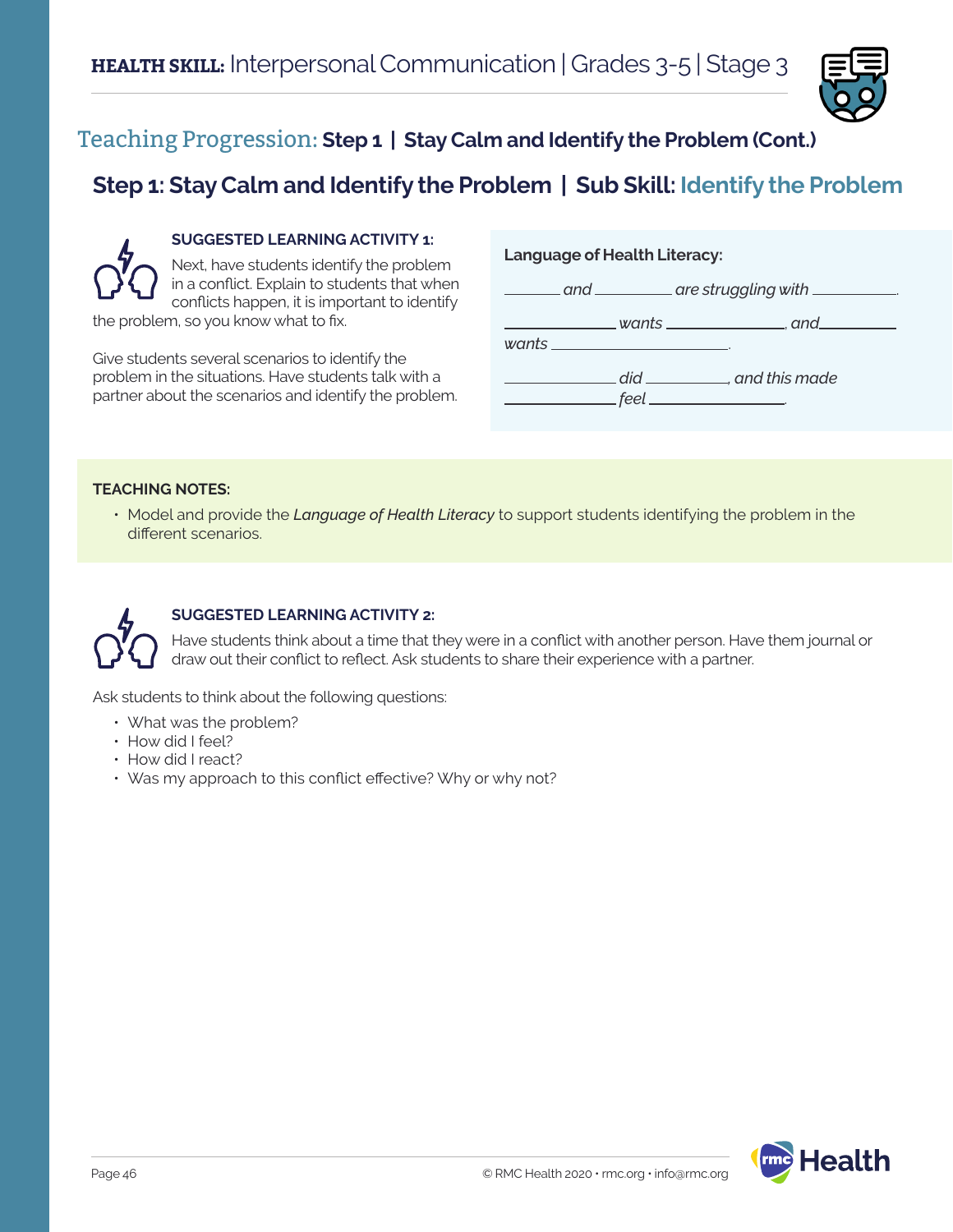# HEALTH SKILL: Interpersonal Communication | Grades 3-5 | Stage 3

## Teaching Progression: Step 1 | Stay Calm and Identify the Problem (Cont.)

## Step 1: Stay Calm and Identify the Problem | Sub Skill: Identify the Problem

**SUGGESTED LEARNING ACTIVITY 1:**

Next, have students identify the problem in a conflict. Explain to students that when conflicts happen, it is important to identify the problem, so you know what to fix.

Give students several scenarios to identify the problem in the situations. Have students talk with a partner about the scenarios and identify the problem.

**Language of Health Literacy:**

_______ *and* _________ *are struggling with* ___________.

_____________ *wants* ______________, *and* _________ *wants* _______________________.

_____________ *did* __________, *and this made* _____________ *feel* _______________.

**TEACHING NOTES:**

- Model and provide the *Language of Health Literacy* to support students identifying the problem in the different scenarios.

**SUGGESTED LEARNING ACTIVITY 2:**

Have students think about a time that they were in a conflict with another person. Have them journal or draw out their conflict to reflect. Ask students to share their experience with a partner.

Ask students to think about the following questions:

- What was the problem?
- How did I feel?
- How did I react?
- Was my approach to this conflict effective? Why or why not?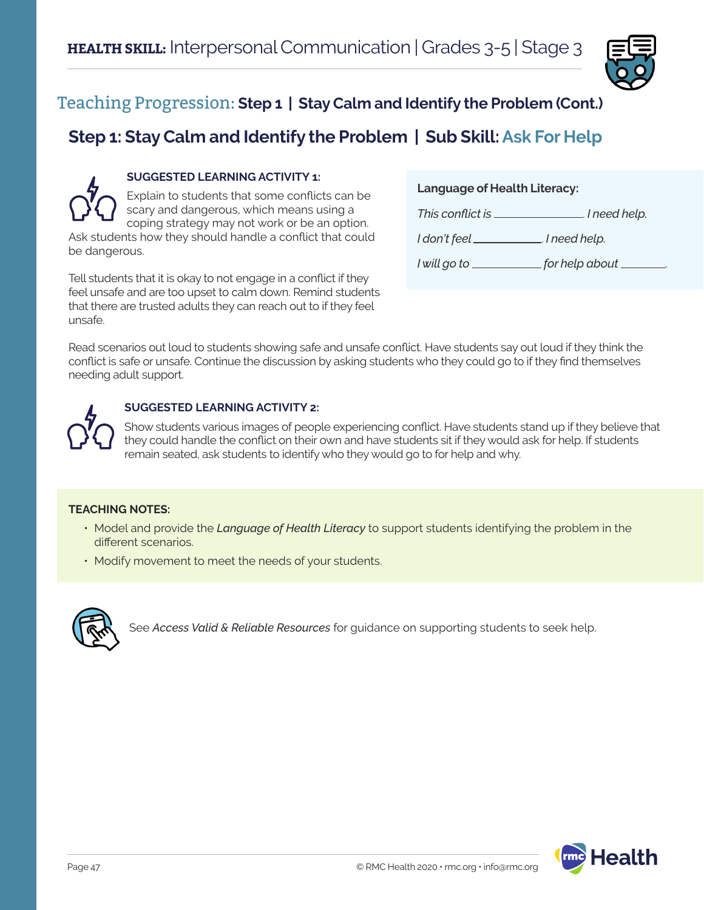**HEALTH SKILL:** Interpersonal Communication | Grades 3-5 | Stage 3

## Teaching Progression: Step 1 | Stay Calm and Identify the Problem (Cont.)

### Step 1: Stay Calm and Identify the Problem | Sub Skill: Ask For Help

**SUGGESTED LEARNING ACTIVITY 1:**

Explain to students that some conflicts can be scary and dangerous, which means using a coping strategy may not work or be an option. Ask students how they should handle a conflict that could be dangerous.

Tell students that it is okay to not engage in a conflict if they feel unsafe and are too upset to calm down. Remind students that there are trusted adults they can reach out to if they feel unsafe.

Read scenarios out loud to students showing safe and unsafe conflict. Have students say out loud if they think the conflict is safe or unsafe. Continue the discussion by asking students who they could go to if they find themselves needing adult support.

**Language of Health Literacy:**

*This conflict is _____________. I need help.*

*I don't feel __________. I need help.*

*I will go to __________ for help about _______.*

**SUGGESTED LEARNING ACTIVITY 2:**

Show students various images of people experiencing conflict. Have students stand up if they believe that they could handle the conflict on their own and have students sit if they would ask for help. If students remain seated, ask students to identify who they would go to for help and why.

**TEACHING NOTES:**

- Model and provide the *Language of Health Literacy* to support students identifying the problem in the different scenarios.
- Modify movement to meet the needs of your students.

See *Access Valid & Reliable Resources* for guidance on supporting students to seek help.